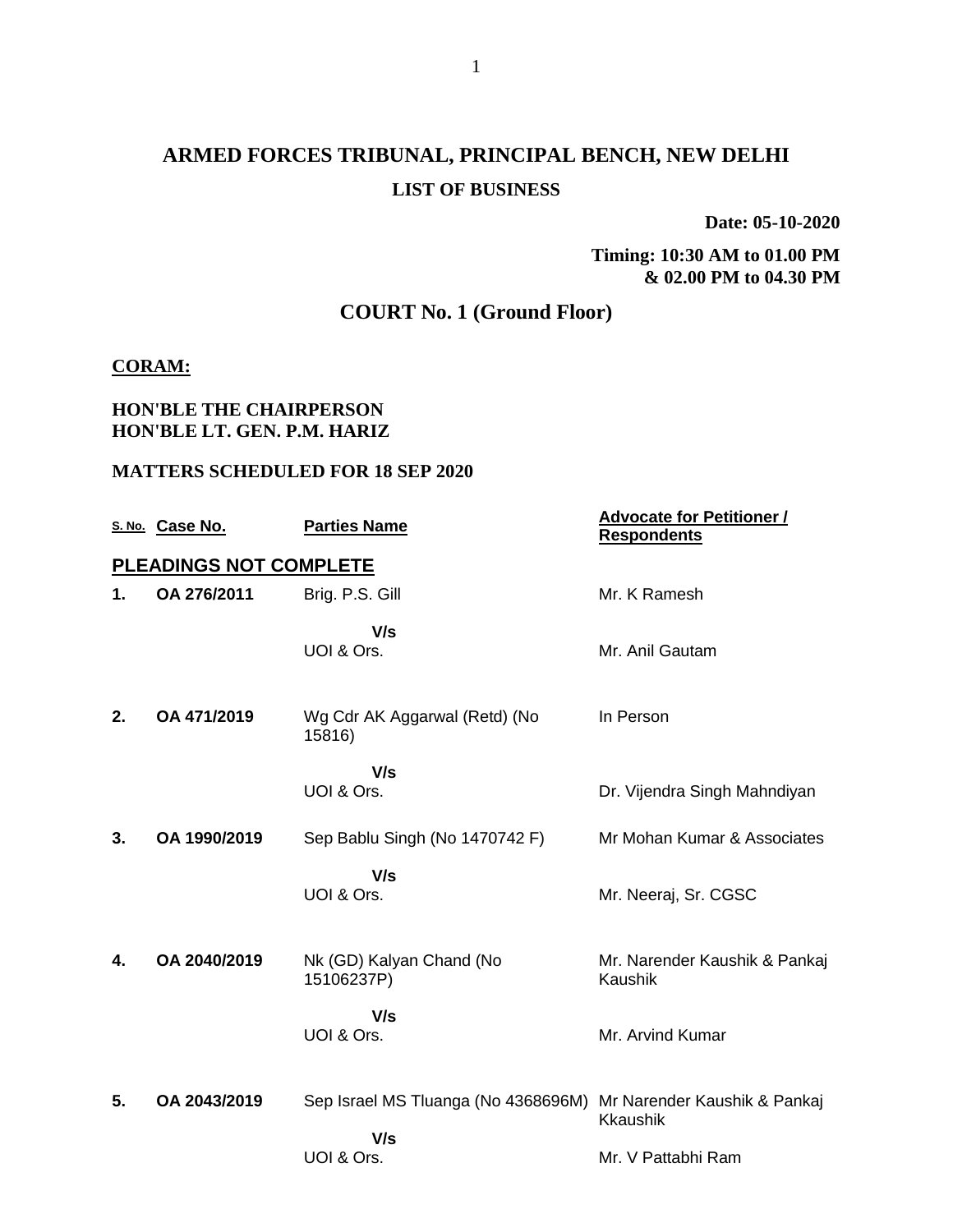# ARMED FORCES TRIBUNAL, PRINCIPAL BENCH, NEW DELHI

## LIST OF BUSINESS

**Date: 05-10-2020**

**Timing: 10:30 AM to 01.00 PM & 02.00 PM to 04.30 PM**

## COURT No. 1 (Ground Floor)

**CORAM:**

**HON'BLE THE CHAIRPERSON**
**HON'BLE LT. GEN. P.M. HARIZ**

**MATTERS SCHEDULED FOR 18 SEP 2020**

| S. No. | Case No. | Parties Name | Advocate for Petitioner / Respondents |
|---|---|---|---|
| **PLEADINGS NOT COMPLETE** | | | |
| **1.** | **OA 276/2011** | Brig. P.S. Gill | Mr. K Ramesh |
| | | **V/s** UOI & Ors. | Mr. Anil Gautam |
| **2.** | **OA 471/2019** | Wg Cdr AK Aggarwal (Retd) (No 15816) | In Person |
| | | **V/s** UOI & Ors. | Dr. Vijendra Singh Mahndiyan |
| **3.** | **OA 1990/2019** | Sep Bablu Singh (No 1470742 F) | Mr Mohan Kumar & Associates |
| | | **V/s** UOI & Ors. | Mr. Neeraj, Sr. CGSC |
| **4.** | **OA 2040/2019** | Nk (GD) Kalyan Chand (No 15106237P) | Mr. Narender Kaushik & Pankaj Kaushik |
| | | **V/s** UOI & Ors. | Mr. Arvind Kumar |
| **5.** | **OA 2043/2019** | Sep Israel MS Tluanga (No 4368696M) | Mr Narender Kaushik & Pankaj Kkaushik |
| | | **V/s** UOI & Ors. | Mr. V Pattabhi Ram |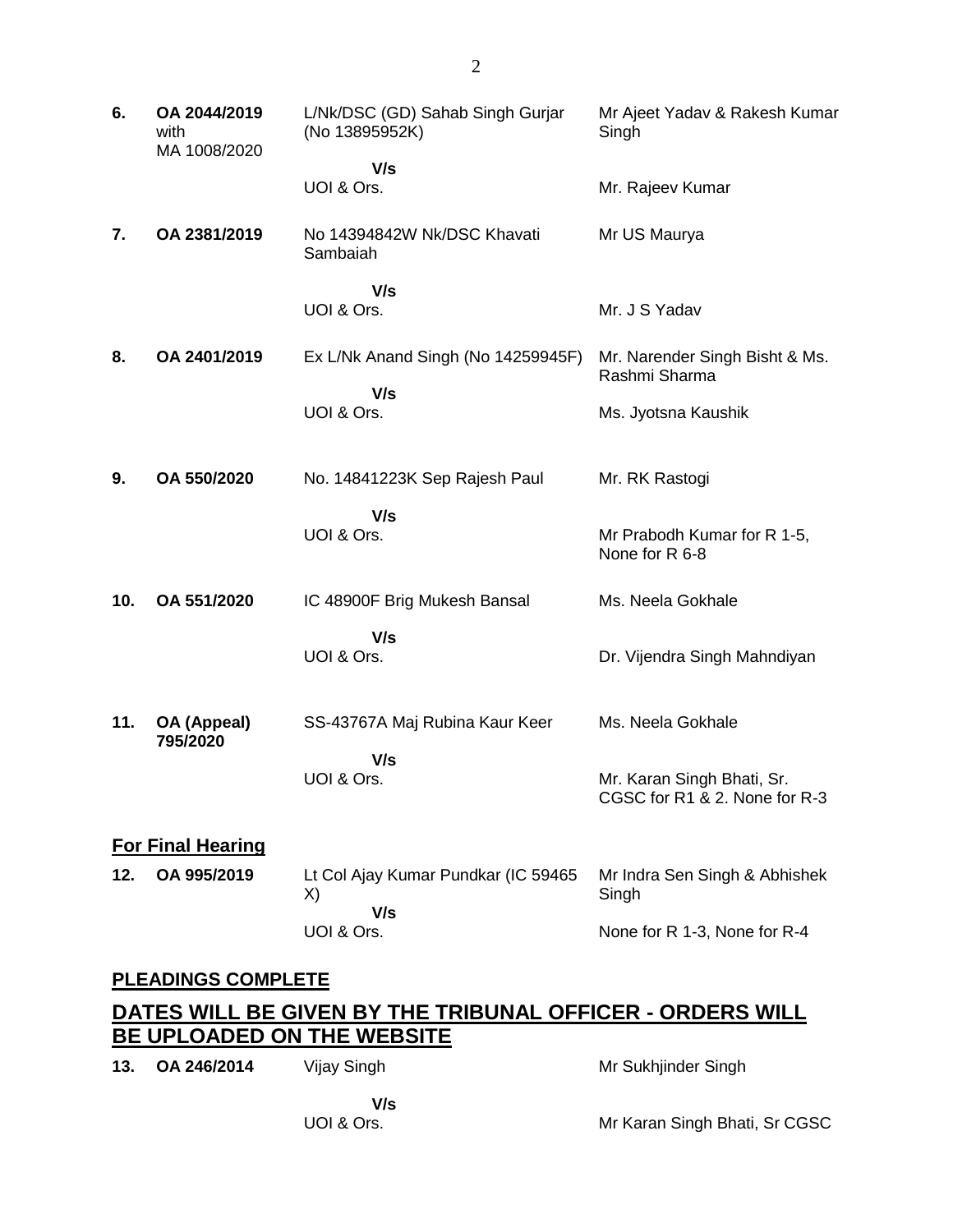| | | | |
|---|---|---|---|
| **6.** | **OA 2044/2019** with MA 1008/2020 | L/Nk/DSC (GD) Sahab Singh Gurjar (No 13895952K) | Mr Ajeet Yadav & Rakesh Kumar Singh |
| | | **V/s** UOI & Ors. | Mr. Rajeev Kumar |
| **7.** | **OA 2381/2019** | No 14394842W Nk/DSC Khavati Sambaiah | Mr US Maurya |
| | | **V/s** UOI & Ors. | Mr. J S Yadav |
| **8.** | **OA 2401/2019** | Ex L/Nk Anand Singh (No 14259945F) | Mr. Narender Singh Bisht & Ms. Rashmi Sharma |
| | | **V/s** UOI & Ors. | Ms. Jyotsna Kaushik |
| **9.** | **OA 550/2020** | No. 14841223K Sep Rajesh Paul | Mr. RK Rastogi |
| | | **V/s** UOI & Ors. | Mr Prabodh Kumar for R 1-5, None for R 6-8 |
| **10.** | **OA 551/2020** | IC 48900F Brig Mukesh Bansal | Ms. Neela Gokhale |
| | | **V/s** UOI & Ors. | Dr. Vijendra Singh Mahndiyan |
| **11.** | **OA (Appeal) 795/2020** | SS-43767A Maj Rubina Kaur Keer | Ms. Neela Gokhale |
| | | **V/s** UOI & Ors. | Mr. Karan Singh Bhati, Sr. CGSC for R1 & 2. None for R-3 |

## For Final Hearing

| | | | |
|---|---|---|---|
| **12.** | **OA 995/2019** | Lt Col Ajay Kumar Pundkar (IC 59465 X) | Mr Indra Sen Singh & Abhishek Singh |
| | | **V/s** UOI & Ors. | None for R 1-3, None for R-4 |

## PLEADINGS COMPLETE

## DATES WILL BE GIVEN BY THE TRIBUNAL OFFICER - ORDERS WILL BE UPLOADED ON THE WEBSITE

| | | | |
|---|---|---|---|
| **13.** | **OA 246/2014** | Vijay Singh | Mr Sukhjinder Singh |
| | | **V/s** UOI & Ors. | Mr Karan Singh Bhati, Sr CGSC |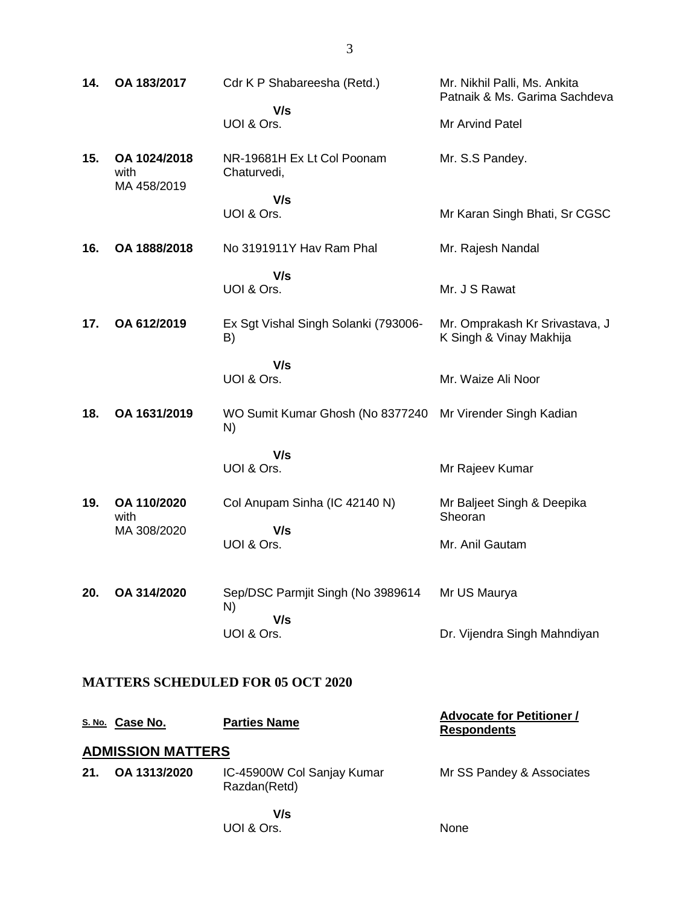| | | | |
|---|---|---|---|
| **14.** | **OA 183/2017** | Cdr K P Shabareesha (Retd.)<br>**V/s**<br>UOI & Ors. | Mr. Nikhil Palli, Ms. Ankita Patnaik & Ms. Garima Sachdeva<br><br>Mr Arvind Patel |
| **15.** | **OA 1024/2018** with MA 458/2019 | NR-19681H Ex Lt Col Poonam Chaturvedi,<br>**V/s**<br>UOI & Ors. | Mr. S.S Pandey.<br><br>Mr Karan Singh Bhati, Sr CGSC |
| **16.** | **OA 1888/2018** | No 3191911Y Hav Ram Phal<br>**V/s**<br>UOI & Ors. | Mr. Rajesh Nandal<br><br>Mr. J S Rawat |
| **17.** | **OA 612/2019** | Ex Sgt Vishal Singh Solanki (793006-B)<br>**V/s**<br>UOI & Ors. | Mr. Omprakash Kr Srivastava, J K Singh & Vinay Makhija<br><br>Mr. Waize Ali Noor |
| **18.** | **OA 1631/2019** | WO Sumit Kumar Ghosh (No 8377240 N)<br>**V/s**<br>UOI & Ors. | Mr Virender Singh Kadian<br><br>Mr Rajeev Kumar |
| **19.** | **OA 110/2020** with MA 308/2020 | Col Anupam Sinha (IC 42140 N)<br>**V/s**<br>UOI & Ors. | Mr Baljeet Singh & Deepika Sheoran<br><br>Mr. Anil Gautam |
| **20.** | **OA 314/2020** | Sep/DSC Parmjit Singh (No 3989614 N)<br>**V/s**<br>UOI & Ors. | Mr US Maurya<br><br>Dr. Vijendra Singh Mahndiyan |

## MATTERS SCHEDULED FOR 05 OCT 2020

| S. No. | Case No. | Parties Name | Advocate for Petitioner / Respondents |
|---|---|---|---|
| **ADMISSION MATTERS** | | | |
| **21.** | **OA 1313/2020** | IC-45900W Col Sanjay Kumar Razdan(Retd)<br>**V/s**<br>UOI & Ors. | Mr SS Pandey & Associates<br><br>None |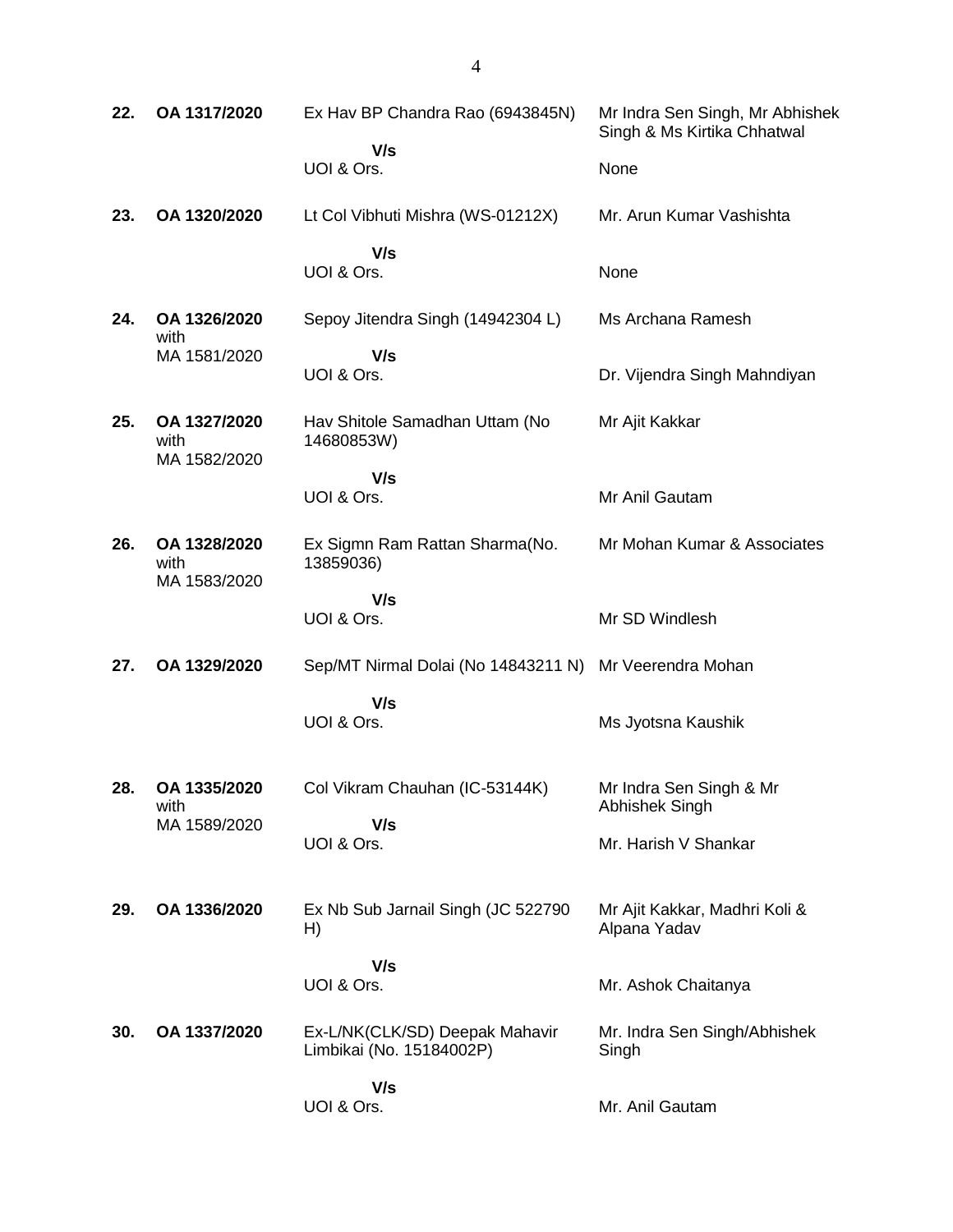| | | | |
|---|---|---|---|
| **22.** | **OA 1317/2020** | Ex Hav BP Chandra Rao (6943845N)<br>**V/s**<br>UOI & Ors. | Mr Indra Sen Singh, Mr Abhishek Singh & Ms Kirtika Chhatwal<br><br>None |
| **23.** | **OA 1320/2020** | Lt Col Vibhuti Mishra (WS-01212X)<br>**V/s**<br>UOI & Ors. | Mr. Arun Kumar Vashishta<br><br>None |
| **24.** | **OA 1326/2020** with MA 1581/2020 | Sepoy Jitendra Singh (14942304 L)<br>**V/s**<br>UOI & Ors. | Ms Archana Ramesh<br><br>Dr. Vijendra Singh Mahndiyan |
| **25.** | **OA 1327/2020** with MA 1582/2020 | Hav Shitole Samadhan Uttam (No 14680853W)<br>**V/s**<br>UOI & Ors. | Mr Ajit Kakkar<br><br>Mr Anil Gautam |
| **26.** | **OA 1328/2020** with MA 1583/2020 | Ex Sigmn Ram Rattan Sharma(No. 13859036)<br>**V/s**<br>UOI & Ors. | Mr Mohan Kumar & Associates<br><br>Mr SD Windlesh |
| **27.** | **OA 1329/2020** | Sep/MT Nirmal Dolai (No 14843211 N)<br>**V/s**<br>UOI & Ors. | Mr Veerendra Mohan<br><br>Ms Jyotsna Kaushik |
| **28.** | **OA 1335/2020** with MA 1589/2020 | Col Vikram Chauhan (IC-53144K)<br>**V/s**<br>UOI & Ors. | Mr Indra Sen Singh & Mr Abhishek Singh<br><br>Mr. Harish V Shankar |
| **29.** | **OA 1336/2020** | Ex Nb Sub Jarnail Singh (JC 522790 H)<br>**V/s**<br>UOI & Ors. | Mr Ajit Kakkar, Madhri Koli & Alpana Yadav<br><br>Mr. Ashok Chaitanya |
| **30.** | **OA 1337/2020** | Ex-L/NK(CLK/SD) Deepak Mahavir Limbikai (No. 15184002P)<br>**V/s**<br>UOI & Ors. | Mr. Indra Sen Singh/Abhishek Singh<br><br>Mr. Anil Gautam |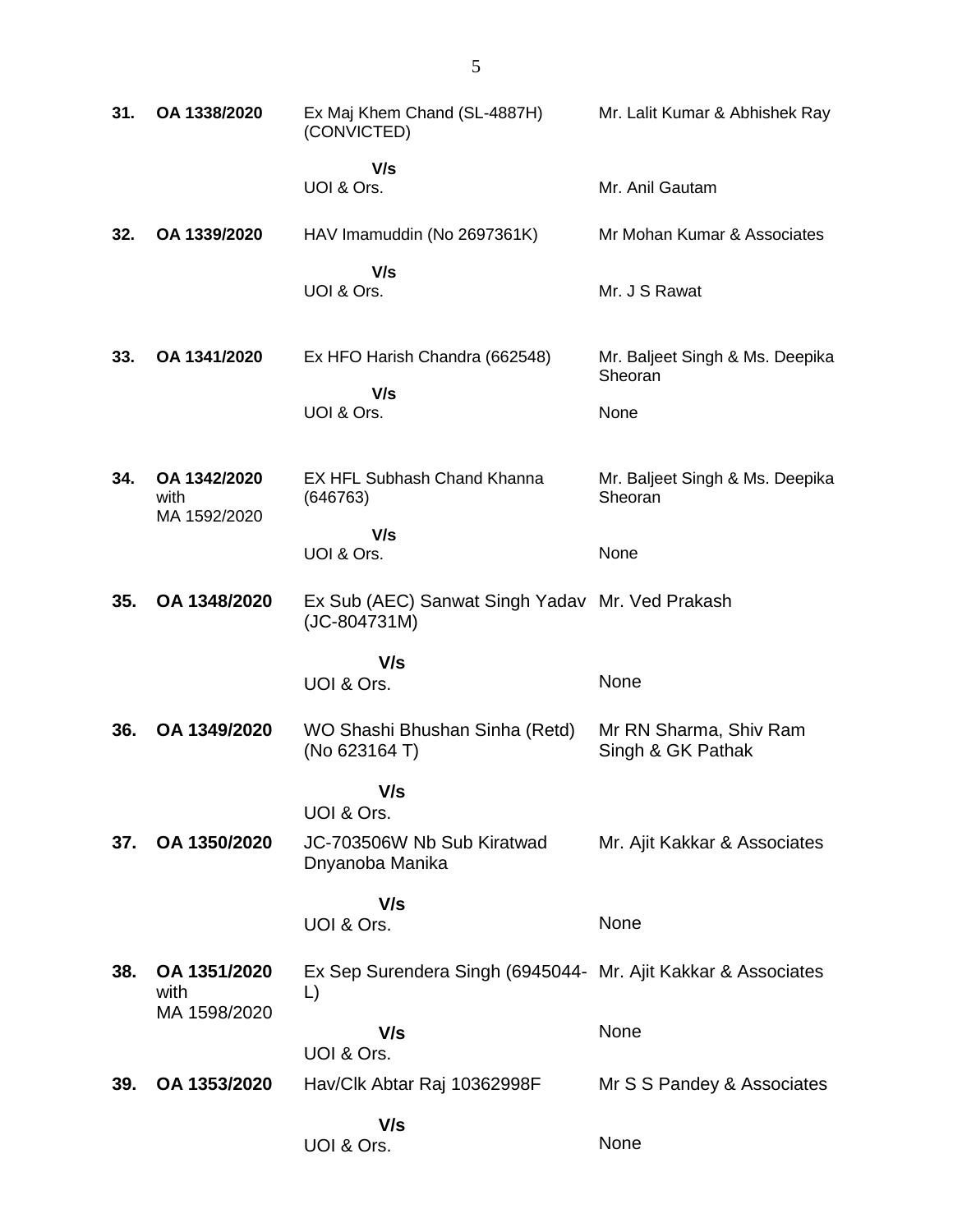| | | | |
|---|---|---|---|
| **31.** | **OA 1338/2020** | Ex Maj Khem Chand (SL-4887H) (CONVICTED)<br><br>**V/s**<br>UOI & Ors. | Mr. Lalit Kumar & Abhishek Ray<br><br><br>Mr. Anil Gautam |
| **32.** | **OA 1339/2020** | HAV Imamuddin (No 2697361K)<br><br>**V/s**<br>UOI & Ors. | Mr Mohan Kumar & Associates<br><br><br>Mr. J S Rawat |
| **33.** | **OA 1341/2020** | Ex HFO Harish Chandra (662548)<br><br>**V/s**<br>UOI & Ors. | Mr. Baljeet Singh & Ms. Deepika Sheoran<br><br>None |
| **34.** | **OA 1342/2020** with MA 1592/2020 | EX HFL Subhash Chand Khanna (646763)<br><br>**V/s**<br>UOI & Ors. | Mr. Baljeet Singh & Ms. Deepika Sheoran<br><br>None |
| **35.** | **OA 1348/2020** | Ex Sub (AEC) Sanwat Singh Yadav (JC-804731M)<br><br>**V/s**<br>UOI & Ors. | Mr. Ved Prakash<br><br><br>None |
| **36.** | **OA 1349/2020** | WO Shashi Bhushan Sinha (Retd) (No 623164 T)<br><br>**V/s**<br>UOI & Ors. | Mr RN Sharma, Shiv Ram Singh & GK Pathak |
| **37.** | **OA 1350/2020** | JC-703506W Nb Sub Kiratwad Dnyanoba Manika<br><br>**V/s**<br>UOI & Ors. | Mr. Ajit Kakkar & Associates<br><br><br>None |
| **38.** | **OA 1351/2020** with MA 1598/2020 | Ex Sep Surendera Singh (6945044-L)<br><br>**V/s**<br>UOI & Ors. | Mr. Ajit Kakkar & Associates<br><br>None |
| **39.** | **OA 1353/2020** | Hav/Clk Abtar Raj 10362998F<br><br>**V/s**<br>UOI & Ors. | Mr S S Pandey & Associates<br><br>None |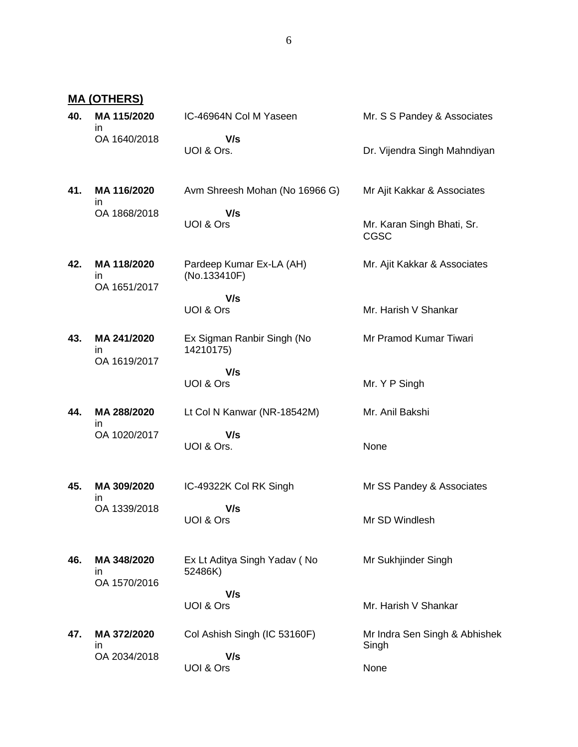**MA (OTHERS)**

| | | | |
|---|---|---|---|
| **40.** | **MA 115/2020** in OA 1640/2018 | IC-46964N Col M Yaseen **V/s** UOI & Ors. | Mr. S S Pandey & Associates<br>Dr. Vijendra Singh Mahndiyan |
| **41.** | **MA 116/2020** in OA 1868/2018 | Avm Shreesh Mohan (No 16966 G) **V/s** UOI & Ors | Mr Ajit Kakkar & Associates<br>Mr. Karan Singh Bhati, Sr. CGSC |
| **42.** | **MA 118/2020** in OA 1651/2017 | Pardeep Kumar Ex-LA (AH) (No.133410F) **V/s** UOI & Ors | Mr. Ajit Kakkar & Associates<br>Mr. Harish V Shankar |
| **43.** | **MA 241/2020** in OA 1619/2017 | Ex Sigman Ranbir Singh (No 14210175) **V/s** UOI & Ors | Mr Pramod Kumar Tiwari<br>Mr. Y P Singh |
| **44.** | **MA 288/2020** in OA 1020/2017 | Lt Col N Kanwar (NR-18542M) **V/s** UOI & Ors. | Mr. Anil Bakshi<br>None |
| **45.** | **MA 309/2020** in OA 1339/2018 | IC-49322K Col RK Singh **V/s** UOI & Ors | Mr SS Pandey & Associates<br>Mr SD Windlesh |
| **46.** | **MA 348/2020** in OA 1570/2016 | Ex Lt Aditya Singh Yadav ( No 52486K) **V/s** UOI & Ors | Mr Sukhjinder Singh<br>Mr. Harish V Shankar |
| **47.** | **MA 372/2020** in OA 2034/2018 | Col Ashish Singh (IC 53160F) **V/s** UOI & Ors | Mr Indra Sen Singh & Abhishek Singh<br>None |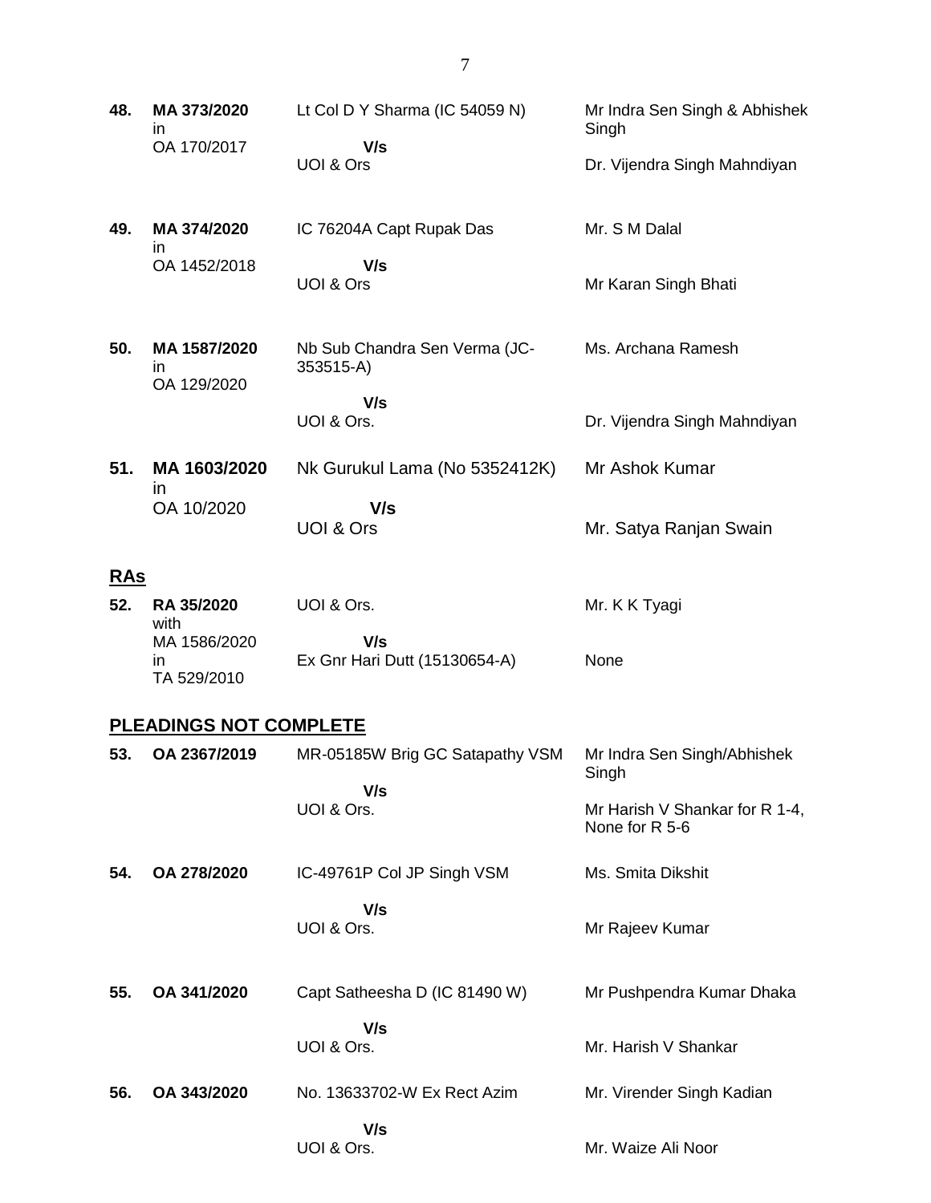| | | | |
|---|---|---|---|
| **48.** | **MA 373/2020** in OA 170/2017 | Lt Col D Y Sharma (IC 54059 N) **V/s** UOI & Ors | Mr Indra Sen Singh & Abhishek Singh<br>Dr. Vijendra Singh Mahndiyan |
| **49.** | **MA 374/2020** in OA 1452/2018 | IC 76204A Capt Rupak Das **V/s** UOI & Ors | Mr. S M Dalal<br>Mr Karan Singh Bhati |
| **50.** | **MA 1587/2020** in OA 129/2020 | Nb Sub Chandra Sen Verma (JC-353515-A) **V/s** UOI & Ors. | Ms. Archana Ramesh<br>Dr. Vijendra Singh Mahndiyan |
| **51.** | **MA 1603/2020** in OA 10/2020 | Nk Gurukul Lama (No 5352412K) **V/s** UOI & Ors | Mr Ashok Kumar<br>Mr. Satya Ranjan Swain |

## RAs

| | | | |
|---|---|---|---|
| **52.** | **RA 35/2020** with MA 1586/2020 in TA 529/2010 | UOI & Ors. **V/s** Ex Gnr Hari Dutt (15130654-A) | Mr. K K Tyagi<br>None |

## PLEADINGS NOT COMPLETE

| | | | |
|---|---|---|---|
| **53.** | **OA 2367/2019** | MR-05185W Brig GC Satapathy VSM **V/s** UOI & Ors. | Mr Indra Sen Singh/Abhishek Singh<br>Mr Harish V Shankar for R 1-4, None for R 5-6 |
| **54.** | **OA 278/2020** | IC-49761P Col JP Singh VSM **V/s** UOI & Ors. | Ms. Smita Dikshit<br>Mr Rajeev Kumar |
| **55.** | **OA 341/2020** | Capt Satheesha D (IC 81490 W) **V/s** UOI & Ors. | Mr Pushpendra Kumar Dhaka<br>Mr. Harish V Shankar |
| **56.** | **OA 343/2020** | No. 13633702-W Ex Rect Azim **V/s** UOI & Ors. | Mr. Virender Singh Kadian<br>Mr. Waize Ali Noor |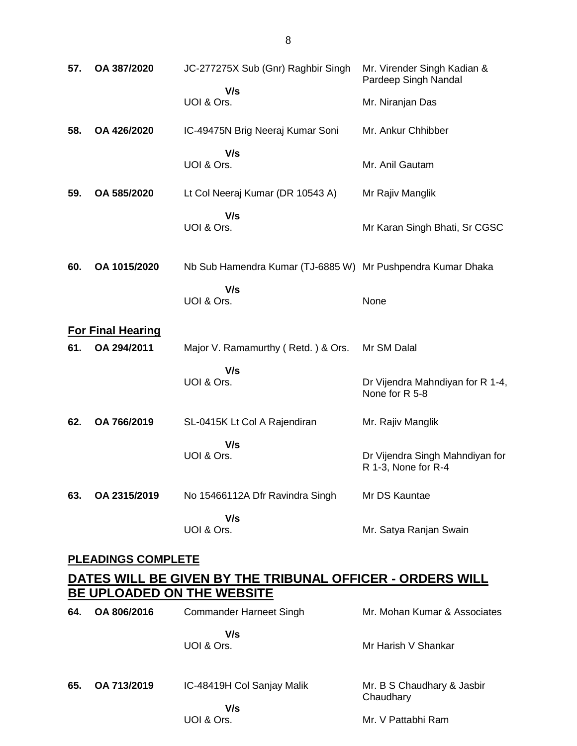| | | | |
|---|---|---|---|
| **57.** | **OA 387/2020** | JC-277275X Sub (Gnr) Raghbir Singh | Mr. Virender Singh Kadian & Pardeep Singh Nandal |
| | | **V/s** | |
| | | UOI & Ors. | Mr. Niranjan Das |
| **58.** | **OA 426/2020** | IC-49475N Brig Neeraj Kumar Soni | Mr. Ankur Chhibber |
| | | **V/s** | |
| | | UOI & Ors. | Mr. Anil Gautam |
| **59.** | **OA 585/2020** | Lt Col Neeraj Kumar (DR 10543 A) | Mr Rajiv Manglik |
| | | **V/s** | |
| | | UOI & Ors. | Mr Karan Singh Bhati, Sr CGSC |
| **60.** | **OA 1015/2020** | Nb Sub Hamendra Kumar (TJ-6885 W) | Mr Pushpendra Kumar Dhaka |
| | | **V/s** | |
| | | UOI & Ors. | None |

## For Final Hearing

| | | | |
|---|---|---|---|
| **61.** | **OA 294/2011** | Major V. Ramamurthy ( Retd. ) & Ors. | Mr SM Dalal |
| | | **V/s** | |
| | | UOI & Ors. | Dr Vijendra Mahndiyan for R 1-4, None for R 5-8 |
| **62.** | **OA 766/2019** | SL-0415K Lt Col A Rajendiran | Mr. Rajiv Manglik |
| | | **V/s** | |
| | | UOI & Ors. | Dr Vijendra Singh Mahndiyan for R 1-3, None for R-4 |
| **63.** | **OA 2315/2019** | No 15466112A Dfr Ravindra Singh | Mr DS Kauntae |
| | | **V/s** | |
| | | UOI & Ors. | Mr. Satya Ranjan Swain |

## PLEADINGS COMPLETE

## DATES WILL BE GIVEN BY THE TRIBUNAL OFFICER - ORDERS WILL BE UPLOADED ON THE WEBSITE

| | | | |
|---|---|---|---|
| **64.** | **OA 806/2016** | Commander Harneet Singh | Mr. Mohan Kumar & Associates |
| | | **V/s** | |
| | | UOI & Ors. | Mr Harish V Shankar |
| **65.** | **OA 713/2019** | IC-48419H Col Sanjay Malik | Mr. B S Chaudhary & Jasbir Chaudhary |
| | | **V/s** | |
| | | UOI & Ors. | Mr. V Pattabhi Ram |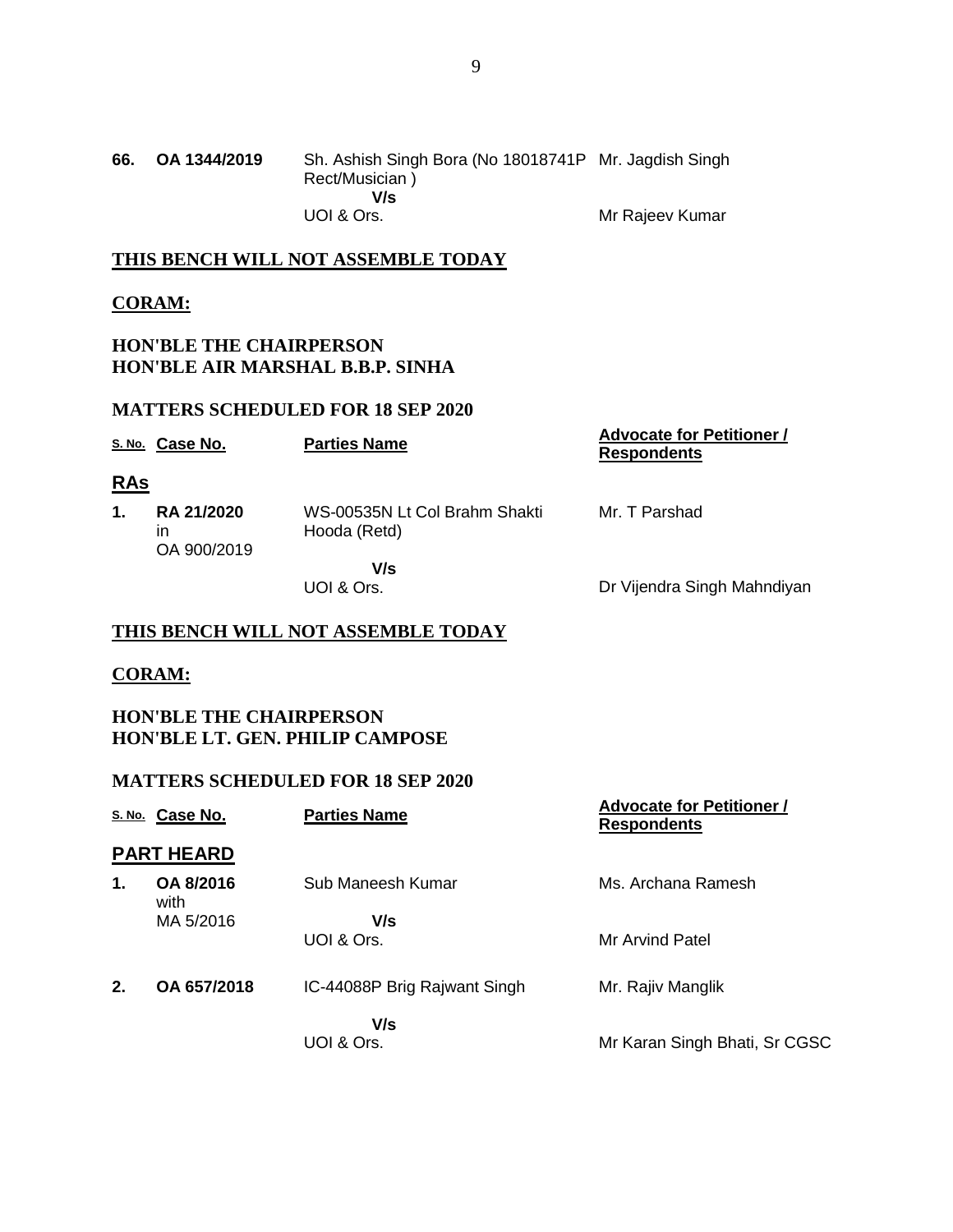| | | | |
|---|---|---|---|
| **66.** | **OA 1344/2019** | Sh. Ashish Singh Bora (No 18018741P Rect/Musician ) **V/s** UOI & Ors. | Mr. Jagdish Singh<br><br>Mr Rajeev Kumar |

## THIS BENCH WILL NOT ASSEMBLE TODAY

**CORAM:**

**HON'BLE THE CHAIRPERSON**
**HON'BLE AIR MARSHAL B.B.P. SINHA**

**MATTERS SCHEDULED FOR 18 SEP 2020**

| S. No. | Case No. | Parties Name | Advocate for Petitioner / Respondents |
|---|---|---|---|
| **RAs** | | | |
| **1.** | **RA 21/2020** in OA 900/2019 | WS-00535N Lt Col Brahm Shakti Hooda (Retd) **V/s** UOI & Ors. | Mr. T Parshad<br><br>Dr Vijendra Singh Mahndiyan |

## THIS BENCH WILL NOT ASSEMBLE TODAY

**CORAM:**

**HON'BLE THE CHAIRPERSON**
**HON'BLE LT. GEN. PHILIP CAMPOSE**

**MATTERS SCHEDULED FOR 18 SEP 2020**

| S. No. | Case No. | Parties Name | Advocate for Petitioner / Respondents |
|---|---|---|---|
| **PART HEARD** | | | |
| **1.** | **OA 8/2016** with MA 5/2016 | Sub Maneesh Kumar **V/s** UOI & Ors. | Ms. Archana Ramesh<br><br>Mr Arvind Patel |
| **2.** | **OA 657/2018** | IC-44088P Brig Rajwant Singh **V/s** UOI & Ors. | Mr. Rajiv Manglik<br><br>Mr Karan Singh Bhati, Sr CGSC |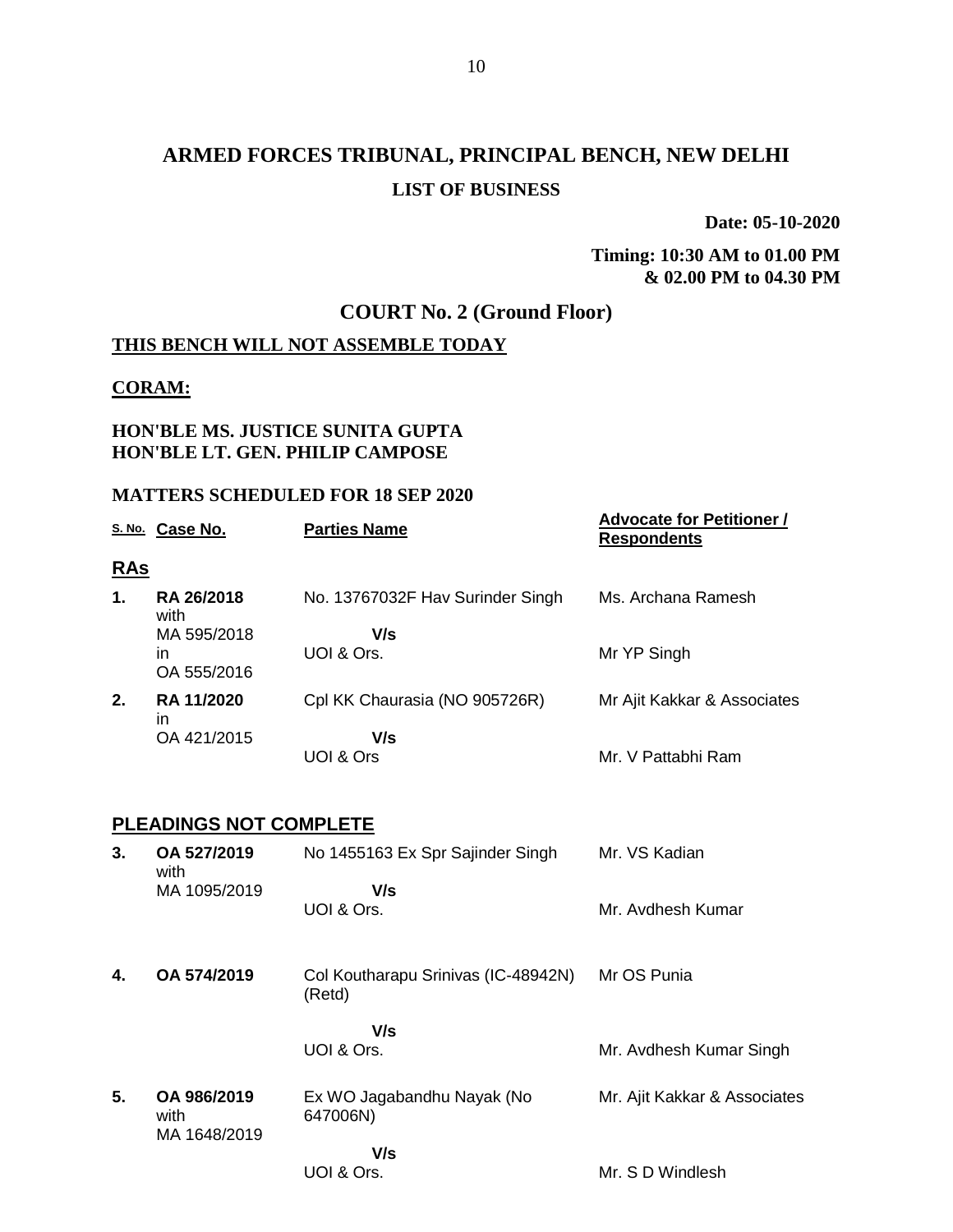# ARMED FORCES TRIBUNAL, PRINCIPAL BENCH, NEW DELHI

**LIST OF BUSINESS**

**Date: 05-10-2020**

**Timing: 10:30 AM to 01.00 PM & 02.00 PM to 04.30 PM**

## COURT No. 2 (Ground Floor)

**THIS BENCH WILL NOT ASSEMBLE TODAY**

**CORAM:**

**HON'BLE MS. JUSTICE SUNITA GUPTA**
**HON'BLE LT. GEN. PHILIP CAMPOSE**

**MATTERS SCHEDULED FOR 18 SEP 2020**

| S. No. | Case No. | Parties Name | Advocate for Petitioner / Respondents |
|---|---|---|---|
| **RAs** | | | |
| **1.** | **RA 26/2018** with MA 595/2018 in OA 555/2016 | No. 13767032F Hav Surinder Singh V/s UOI & Ors. | Ms. Archana Ramesh / Mr YP Singh |
| **2.** | **RA 11/2020** in OA 421/2015 | Cpl KK Chaurasia (NO 905726R) V/s UOI & Ors | Mr Ajit Kakkar & Associates / Mr. V Pattabhi Ram |
| **PLEADINGS NOT COMPLETE** | | | |
| **3.** | **OA 527/2019** with MA 1095/2019 | No 1455163 Ex Spr Sajinder Singh V/s UOI & Ors. | Mr. VS Kadian / Mr. Avdhesh Kumar |
| **4.** | **OA 574/2019** | Col Koutharapu Srinivas (IC-48942N) (Retd) V/s UOI & Ors. | Mr OS Punia / Mr. Avdhesh Kumar Singh |
| **5.** | **OA 986/2019** with MA 1648/2019 | Ex WO Jagabandhu Nayak (No 647006N) V/s UOI & Ors. | Mr. Ajit Kakkar & Associates / Mr. S D Windlesh |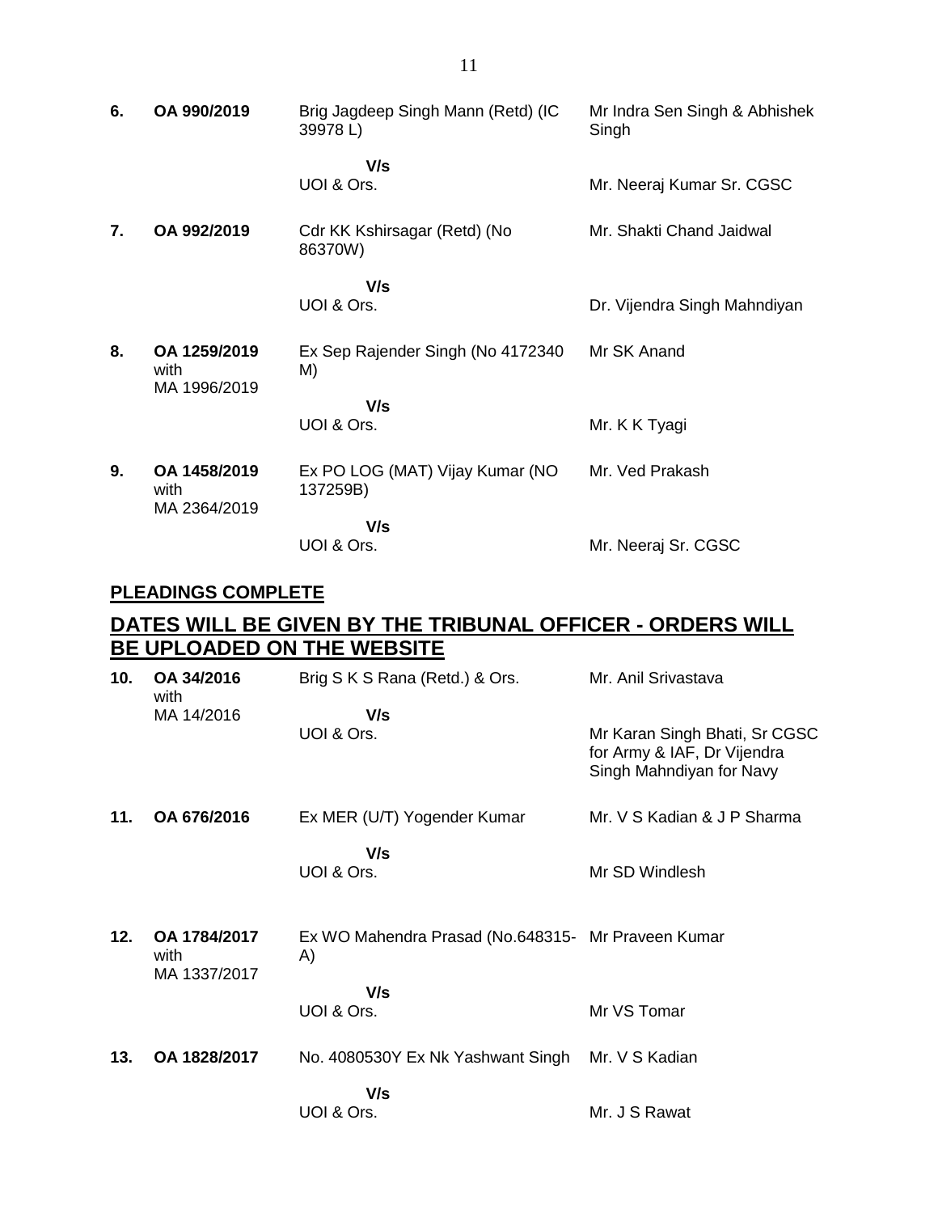| | | | |
|---|---|---|---|
| **6.** | **OA 990/2019** | Brig Jagdeep Singh Mann (Retd) (IC 39978 L) | Mr Indra Sen Singh & Abhishek Singh |
| | | **V/s** | |
| | | UOI & Ors. | Mr. Neeraj Kumar Sr. CGSC |
| **7.** | **OA 992/2019** | Cdr KK Kshirsagar (Retd) (No 86370W) | Mr. Shakti Chand Jaidwal |
| | | **V/s** | |
| | | UOI & Ors. | Dr. Vijendra Singh Mahndiyan |
| **8.** | **OA 1259/2019** with MA 1996/2019 | Ex Sep Rajender Singh (No 4172340 M) | Mr SK Anand |
| | | **V/s** | |
| | | UOI & Ors. | Mr. K K Tyagi |
| **9.** | **OA 1458/2019** with MA 2364/2019 | Ex PO LOG (MAT) Vijay Kumar (NO 137259B) | Mr. Ved Prakash |
| | | **V/s** | |
| | | UOI & Ors. | Mr. Neeraj Sr. CGSC |

## PLEADINGS COMPLETE

## DATES WILL BE GIVEN BY THE TRIBUNAL OFFICER - ORDERS WILL BE UPLOADED ON THE WEBSITE

| | | | |
|---|---|---|---|
| **10.** | **OA 34/2016** with MA 14/2016 | Brig S K S Rana (Retd.) & Ors. | Mr. Anil Srivastava |
| | | **V/s** | |
| | | UOI & Ors. | Mr Karan Singh Bhati, Sr CGSC for Army & IAF, Dr Vijendra Singh Mahndiyan for Navy |
| **11.** | **OA 676/2016** | Ex MER (U/T) Yogender Kumar | Mr. V S Kadian & J P Sharma |
| | | **V/s** | |
| | | UOI & Ors. | Mr SD Windlesh |
| **12.** | **OA 1784/2017** with MA 1337/2017 | Ex WO Mahendra Prasad (No.648315-A) | Mr Praveen Kumar |
| | | **V/s** | |
| | | UOI & Ors. | Mr VS Tomar |
| **13.** | **OA 1828/2017** | No. 4080530Y Ex Nk Yashwant Singh | Mr. V S Kadian |
| | | **V/s** | |
| | | UOI & Ors. | Mr. J S Rawat |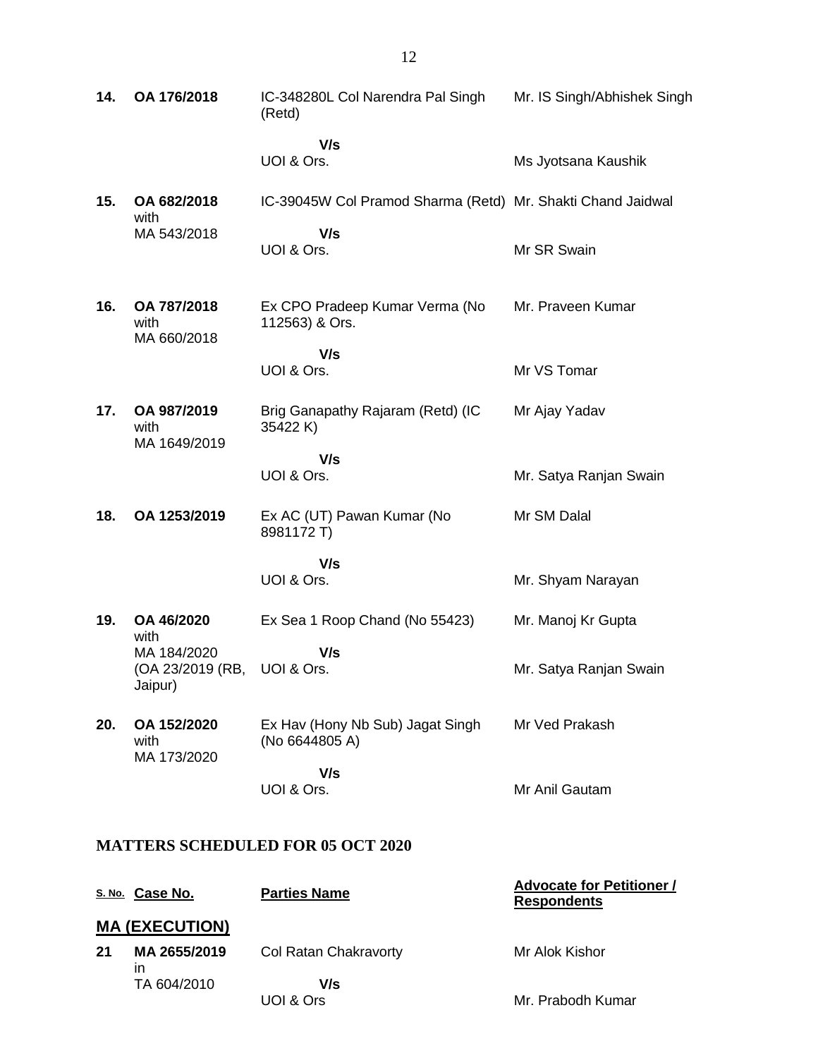| | | | |
|---|---|---|---|
| **14.** | **OA 176/2018** | IC-348280L Col Narendra Pal Singh (Retd) | Mr. IS Singh/Abhishek Singh |
| | | **V/s** | |
| | | UOI & Ors. | Ms Jyotsana Kaushik |
| **15.** | **OA 682/2018** with MA 543/2018 | IC-39045W Col Pramod Sharma (Retd) | Mr. Shakti Chand Jaidwal |
| | | **V/s** | |
| | | UOI & Ors. | Mr SR Swain |
| **16.** | **OA 787/2018** with MA 660/2018 | Ex CPO Pradeep Kumar Verma (No 112563) & Ors. | Mr. Praveen Kumar |
| | | **V/s** | |
| | | UOI & Ors. | Mr VS Tomar |
| **17.** | **OA 987/2019** with MA 1649/2019 | Brig Ganapathy Rajaram (Retd) (IC 35422 K) | Mr Ajay Yadav |
| | | **V/s** | |
| | | UOI & Ors. | Mr. Satya Ranjan Swain |
| **18.** | **OA 1253/2019** | Ex AC (UT) Pawan Kumar (No 8981172 T) | Mr SM Dalal |
| | | **V/s** | |
| | | UOI & Ors. | Mr. Shyam Narayan |
| **19.** | **OA 46/2020** with MA 184/2020 (OA 23/2019 (RB, Jaipur) | Ex Sea 1 Roop Chand (No 55423) | Mr. Manoj Kr Gupta |
| | | **V/s** | |
| | | UOI & Ors. | Mr. Satya Ranjan Swain |
| **20.** | **OA 152/2020** with MA 173/2020 | Ex Hav (Hony Nb Sub) Jagat Singh (No 6644805 A) | Mr Ved Prakash |
| | | **V/s** | |
| | | UOI & Ors. | Mr Anil Gautam |

## MATTERS SCHEDULED FOR 05 OCT 2020

| S. No. | Case No. | Parties Name | Advocate for Petitioner / Respondents |
|---|---|---|---|
| | **MA (EXECUTION)** | | |
| **21** | **MA 2655/2019** in TA 604/2010 | Col Ratan Chakravorty | Mr Alok Kishor |
| | | **V/s** | |
| | | UOI & Ors | Mr. Prabodh Kumar |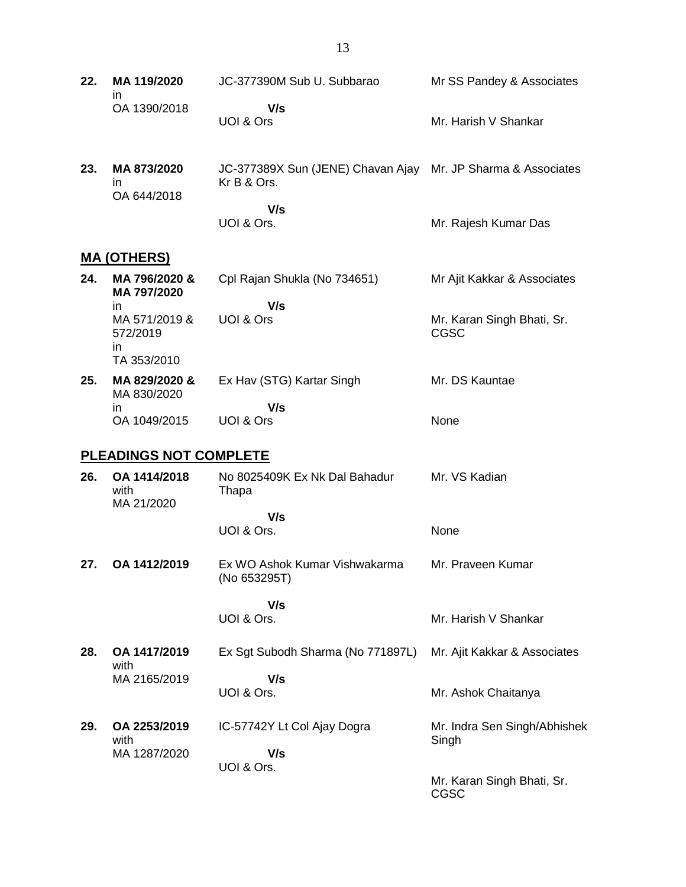| | | | |
|---|---|---|---|
| **22.** | **MA 119/2020** in OA 1390/2018 | JC-377390M Sub U. Subbarao **V/s** UOI & Ors | Mr SS Pandey & Associates<br>Mr. Harish V Shankar |
| **23.** | **MA 873/2020** in OA 644/2018 | JC-377389X Sun (JENE) Chavan Ajay Kr B & Ors. **V/s** UOI & Ors. | Mr. JP Sharma & Associates<br>Mr. Rajesh Kumar Das |

## MA (OTHERS)

| | | | |
|---|---|---|---|
| **24.** | **MA 796/2020 & MA 797/2020** in MA 571/2019 & 572/2019 in TA 353/2010 | Cpl Rajan Shukla (No 734651) **V/s** UOI & Ors | Mr Ajit Kakkar & Associates<br>Mr. Karan Singh Bhati, Sr. CGSC |
| **25.** | **MA 829/2020 &** MA 830/2020 in OA 1049/2015 | Ex Hav (STG) Kartar Singh **V/s** UOI & Ors | Mr. DS Kauntae<br>None |

## PLEADINGS NOT COMPLETE

| | | | |
|---|---|---|---|
| **26.** | **OA 1414/2018** with MA 21/2020 | No 8025409K Ex Nk Dal Bahadur Thapa **V/s** UOI & Ors. | Mr. VS Kadian<br>None |
| **27.** | **OA 1412/2019** | Ex WO Ashok Kumar Vishwakarma (No 653295T) **V/s** UOI & Ors. | Mr. Praveen Kumar<br>Mr. Harish V Shankar |
| **28.** | **OA 1417/2019** with MA 2165/2019 | Ex Sgt Subodh Sharma (No 771897L) **V/s** UOI & Ors. | Mr. Ajit Kakkar & Associates<br>Mr. Ashok Chaitanya |
| **29.** | **OA 2253/2019** with MA 1287/2020 | IC-57742Y Lt Col Ajay Dogra **V/s** UOI & Ors. | Mr. Indra Sen Singh/Abhishek Singh<br>Mr. Karan Singh Bhati, Sr. CGSC |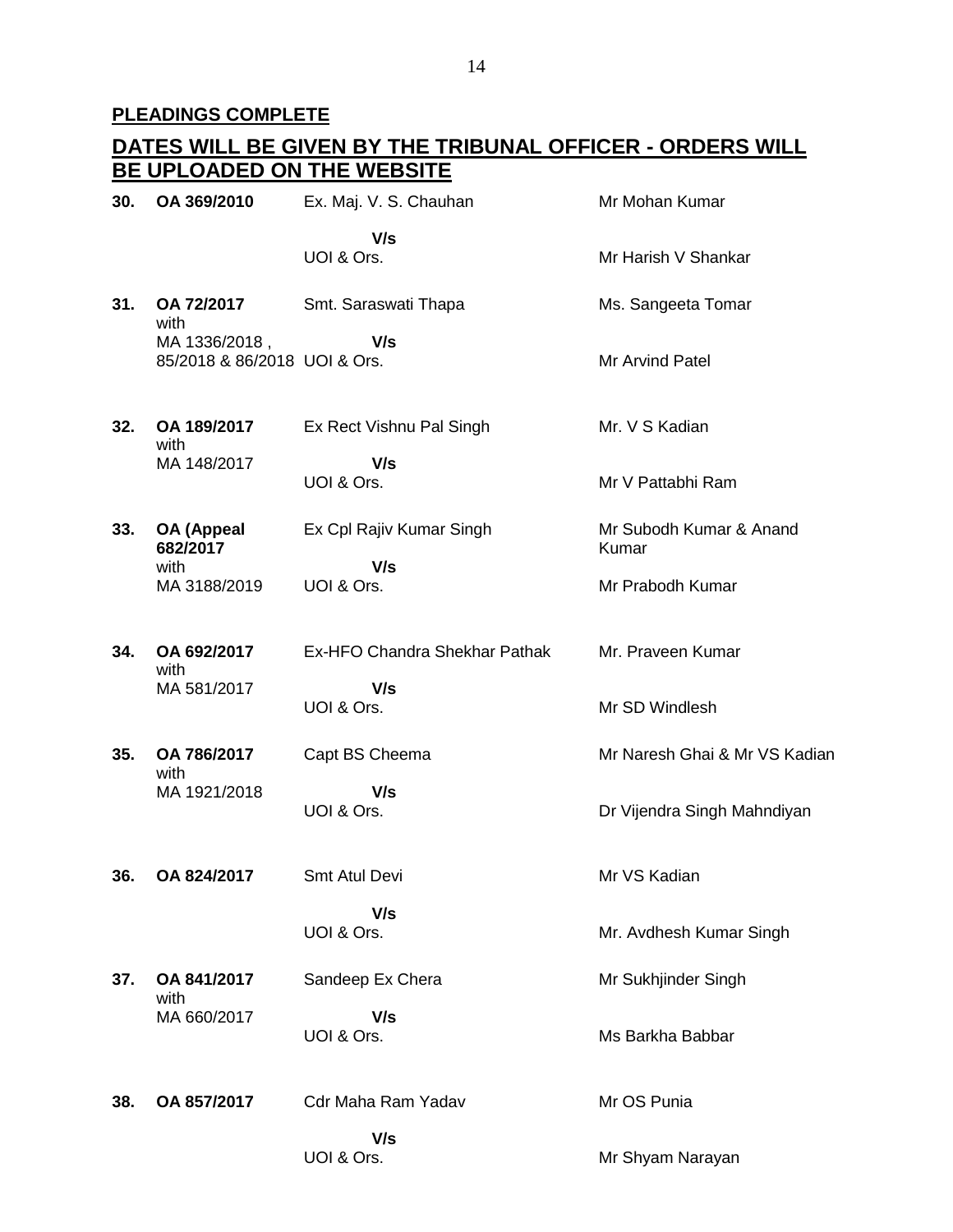**PLEADINGS COMPLETE**

**DATES WILL BE GIVEN BY THE TRIBUNAL OFFICER - ORDERS WILL BE UPLOADED ON THE WEBSITE**

| | | | |
|---|---|---|---|
| **30.** | **OA 369/2010** | Ex. Maj. V. S. Chauhan<br>**V/s**<br>UOI & Ors. | Mr Mohan Kumar<br><br>Mr Harish V Shankar |
| **31.** | **OA 72/2017** with MA 1336/2018 , 85/2018 & 86/2018 | Smt. Saraswati Thapa<br>**V/s**<br>UOI & Ors. | Ms. Sangeeta Tomar<br><br>Mr Arvind Patel |
| **32.** | **OA 189/2017** with MA 148/2017 | Ex Rect Vishnu Pal Singh<br>**V/s**<br>UOI & Ors. | Mr. V S Kadian<br><br>Mr V Pattabhi Ram |
| **33.** | **OA (Appeal 682/2017** with MA 3188/2019 | Ex Cpl Rajiv Kumar Singh<br>**V/s**<br>UOI & Ors. | Mr Subodh Kumar & Anand Kumar<br><br>Mr Prabodh Kumar |
| **34.** | **OA 692/2017** with MA 581/2017 | Ex-HFO Chandra Shekhar Pathak<br>**V/s**<br>UOI & Ors. | Mr. Praveen Kumar<br><br>Mr SD Windlesh |
| **35.** | **OA 786/2017** with MA 1921/2018 | Capt BS Cheema<br>**V/s**<br>UOI & Ors. | Mr Naresh Ghai & Mr VS Kadian<br><br>Dr Vijendra Singh Mahndiyan |
| **36.** | **OA 824/2017** | Smt Atul Devi<br>**V/s**<br>UOI & Ors. | Mr VS Kadian<br><br>Mr. Avdhesh Kumar Singh |
| **37.** | **OA 841/2017** with MA 660/2017 | Sandeep Ex Chera<br>**V/s**<br>UOI & Ors. | Mr Sukhjinder Singh<br><br>Ms Barkha Babbar |
| **38.** | **OA 857/2017** | Cdr Maha Ram Yadav<br>**V/s**<br>UOI & Ors. | Mr OS Punia<br><br>Mr Shyam Narayan |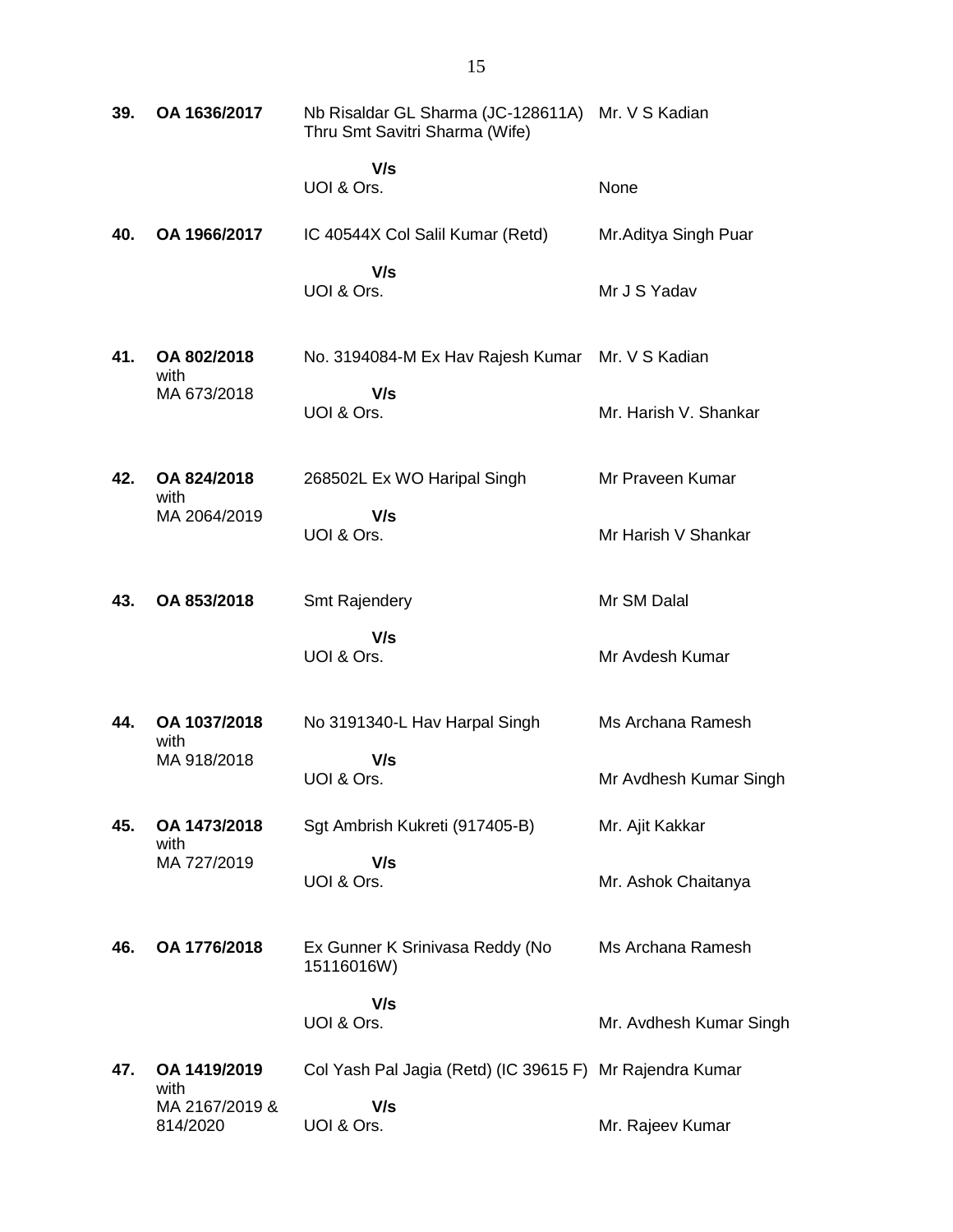| | | | |
|---|---|---|---|
| **39.** | **OA 1636/2017** | Nb Risaldar GL Sharma (JC-128611A) Thru Smt Savitri Sharma (Wife) | Mr. V S Kadian |
| | | **V/s** | |
| | | UOI & Ors. | None |
| **40.** | **OA 1966/2017** | IC 40544X Col Salil Kumar (Retd) | Mr.Aditya Singh Puar |
| | | **V/s** | |
| | | UOI & Ors. | Mr J S Yadav |
| **41.** | **OA 802/2018** with MA 673/2018 | No. 3194084-M Ex Hav Rajesh Kumar | Mr. V S Kadian |
| | | **V/s** | |
| | | UOI & Ors. | Mr. Harish V. Shankar |
| **42.** | **OA 824/2018** with MA 2064/2019 | 268502L Ex WO Haripal Singh | Mr Praveen Kumar |
| | | **V/s** | |
| | | UOI & Ors. | Mr Harish V Shankar |
| **43.** | **OA 853/2018** | Smt Rajendery | Mr SM Dalal |
| | | **V/s** | |
| | | UOI & Ors. | Mr Avdesh Kumar |
| **44.** | **OA 1037/2018** with MA 918/2018 | No 3191340-L Hav Harpal Singh | Ms Archana Ramesh |
| | | **V/s** | |
| | | UOI & Ors. | Mr Avdhesh Kumar Singh |
| **45.** | **OA 1473/2018** with MA 727/2019 | Sgt Ambrish Kukreti (917405-B) | Mr. Ajit Kakkar |
| | | **V/s** | |
| | | UOI & Ors. | Mr. Ashok Chaitanya |
| **46.** | **OA 1776/2018** | Ex Gunner K Srinivasa Reddy (No 15116016W) | Ms Archana Ramesh |
| | | **V/s** | |
| | | UOI & Ors. | Mr. Avdhesh Kumar Singh |
| **47.** | **OA 1419/2019** with MA 2167/2019 & 814/2020 | Col Yash Pal Jagia (Retd) (IC 39615 F) | Mr Rajendra Kumar |
| | | **V/s** | |
| | | UOI & Ors. | Mr. Rajeev Kumar |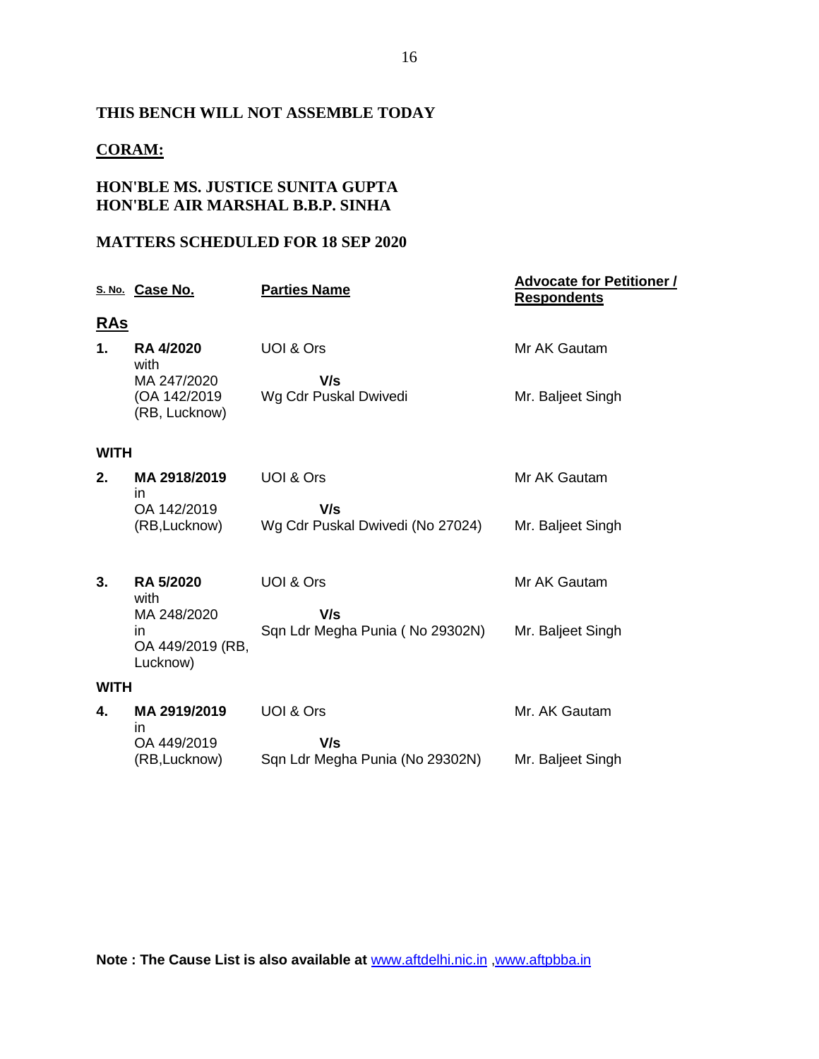**THIS BENCH WILL NOT ASSEMBLE TODAY**

**CORAM:**

**HON'BLE MS. JUSTICE SUNITA GUPTA**
**HON'BLE AIR MARSHAL B.B.P. SINHA**

**MATTERS SCHEDULED FOR 18 SEP 2020**

| S. No. | Case No. | Parties Name | Advocate for Petitioner / Respondents |
|---|---|---|---|
| **RAs** | | | |
| **1.** | **RA 4/2020** with MA 247/2020 (OA 142/2019 (RB, Lucknow) | UOI & Ors **V/s** Wg Cdr Puskal Dwivedi | Mr AK Gautam<br>Mr. Baljeet Singh |
| **WITH** | | | |
| **2.** | **MA 2918/2019** in OA 142/2019 (RB,Lucknow) | UOI & Ors **V/s** Wg Cdr Puskal Dwivedi (No 27024) | Mr AK Gautam<br>Mr. Baljeet Singh |
| **3.** | **RA 5/2020** with MA 248/2020 in OA 449/2019 (RB, Lucknow) | UOI & Ors **V/s** Sqn Ldr Megha Punia ( No 29302N) | Mr AK Gautam<br>Mr. Baljeet Singh |
| **WITH** | | | |
| **4.** | **MA 2919/2019** in OA 449/2019 (RB,Lucknow) | UOI & Ors **V/s** Sqn Ldr Megha Punia (No 29302N) | Mr. AK Gautam<br>Mr. Baljeet Singh |

**Note : The Cause List is also available at** www.aftdelhi.nic.in ,www.aftpbba.in